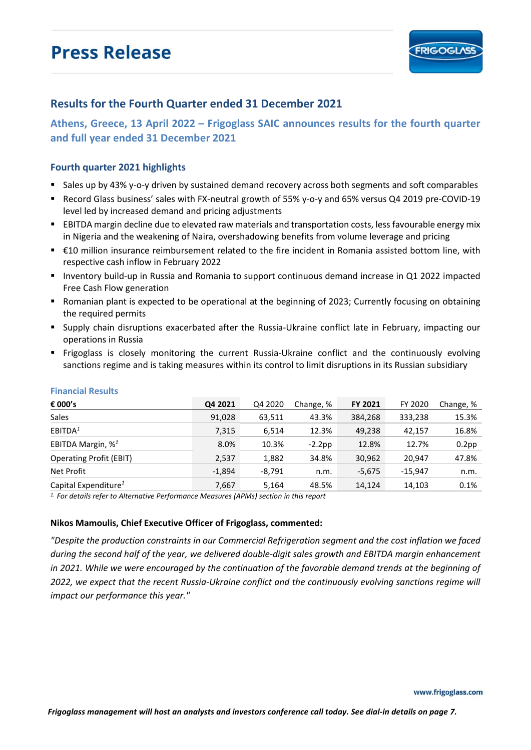# Press Release

## Results for the Fourth Quarter ended 31 December 2021

### Athens, Greece, 13 April 2022 – Frigoglass SAIC announces results for the fourth quarter and full year ended 31 December 2021

### Fourth quarter 2021 highlights

- Sales up by 43% y-o-y driven by sustained demand recovery across both segments and soft comparables
- Record Glass business' sales with FX-neutral growth of 55% y-o-y and 65% versus Q4 2019 pre-COVID-19 level led by increased demand and pricing adjustments
- EBITDA margin decline due to elevated raw materials and transportation costs, less favourable energy mix in Nigeria and the weakening of Naira, overshadowing benefits from volume leverage and pricing
- €10 million insurance reimbursement related to the fire incident in Romania assisted bottom line, with respective cash inflow in February 2022
- Inventory build-up in Russia and Romania to support continuous demand increase in Q1 2022 impacted Free Cash Flow generation
- Romanian plant is expected to be operational at the beginning of 2023; Currently focusing on obtaining the required permits
- Supply chain disruptions exacerbated after the Russia-Ukraine conflict late in February, impacting our operations in Russia
- Frigoglass is closely monitoring the current Russia-Ukraine conflict and the continuously evolving sanctions regime and is taking measures within its control to limit disruptions in its Russian subsidiary

### Financial Results

| **€ 000's** | **Q4 2021** | Q4 2020 | Change, % | **FY 2021** | FY 2020 | Change, % |
|---|---|---|---|---|---|---|
| Sales | 91,028 | 63,511 | 43.3% | 384,268 | 333,238 | 15.3% |
| EBITDA[1] | 7,315 | 6,514 | 12.3% | 49,238 | 42,157 | 16.8% |
| EBITDA Margin, %[1] | 8.0% | 10.3% | -2.2pp | 12.8% | 12.7% | 0.2pp |
| Operating Profit (EBIT) | 2,537 | 1,882 | 34.8% | 30,962 | 20,947 | 47.8% |
| Net Profit | -1,894 | -8,791 | n.m. | -5,675 | -15,947 | n.m. |
| Capital Expenditure[1] | 7,667 | 5,164 | 48.5% | 14,124 | 14,103 | 0.1% |

*[1] For details refer to Alternative Performance Measures (APMs) section in this report*

**Nikos Mamoulis, Chief Executive Officer of Frigoglass, commented:**

*"Despite the production constraints in our Commercial Refrigeration segment and the cost inflation we faced during the second half of the year, we delivered double-digit sales growth and EBITDA margin enhancement in 2021. While we were encouraged by the continuation of the favorable demand trends at the beginning of 2022, we expect that the recent Russia-Ukraine conflict and the continuously evolving sanctions regime will impact our performance this year."*

www.frigoglass.com

***Frigoglass management will host an analysts and investors conference call today. See dial-in details on page 7.***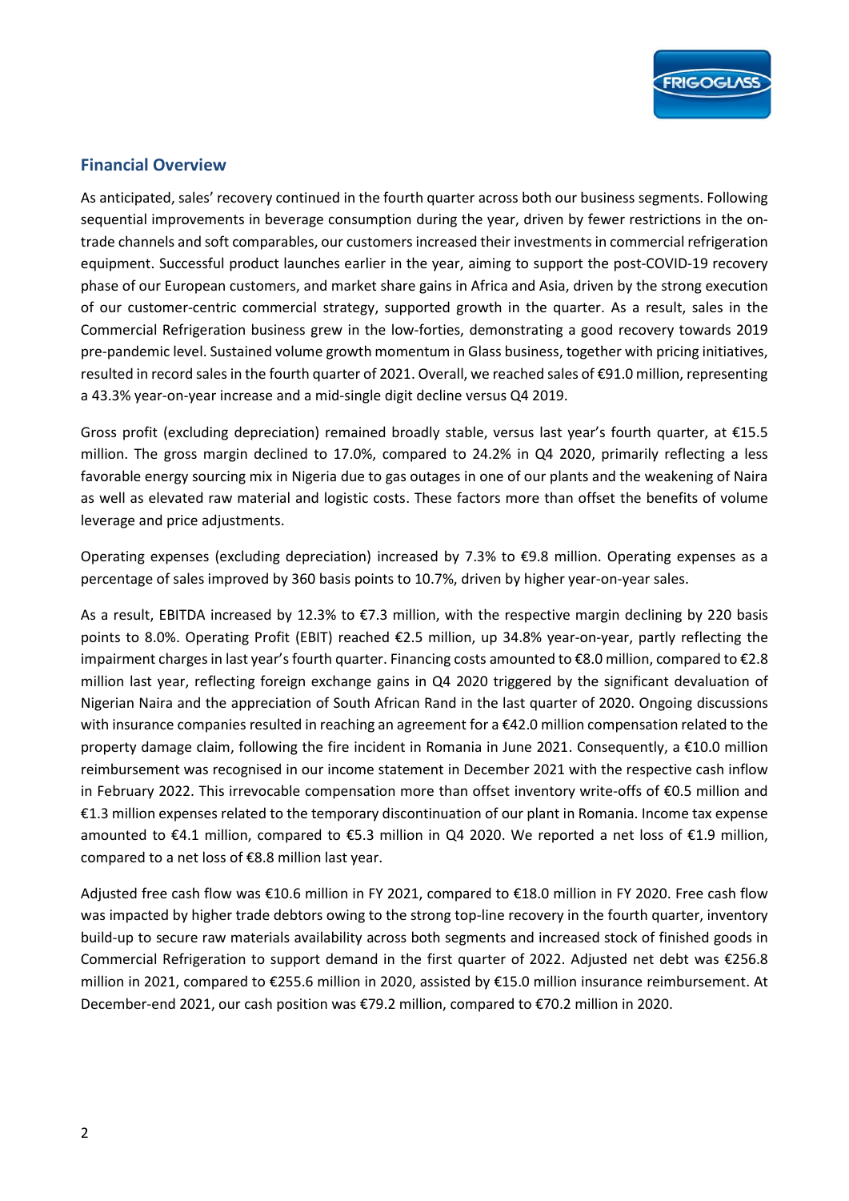## Financial Overview

As anticipated, sales' recovery continued in the fourth quarter across both our business segments. Following sequential improvements in beverage consumption during the year, driven by fewer restrictions in the on-trade channels and soft comparables, our customers increased their investments in commercial refrigeration equipment. Successful product launches earlier in the year, aiming to support the post-COVID-19 recovery phase of our European customers, and market share gains in Africa and Asia, driven by the strong execution of our customer-centric commercial strategy, supported growth in the quarter. As a result, sales in the Commercial Refrigeration business grew in the low-forties, demonstrating a good recovery towards 2019 pre-pandemic level. Sustained volume growth momentum in Glass business, together with pricing initiatives, resulted in record sales in the fourth quarter of 2021. Overall, we reached sales of €91.0 million, representing a 43.3% year-on-year increase and a mid-single digit decline versus Q4 2019.

Gross profit (excluding depreciation) remained broadly stable, versus last year's fourth quarter, at €15.5 million. The gross margin declined to 17.0%, compared to 24.2% in Q4 2020, primarily reflecting a less favorable energy sourcing mix in Nigeria due to gas outages in one of our plants and the weakening of Naira as well as elevated raw material and logistic costs. These factors more than offset the benefits of volume leverage and price adjustments.

Operating expenses (excluding depreciation) increased by 7.3% to €9.8 million. Operating expenses as a percentage of sales improved by 360 basis points to 10.7%, driven by higher year-on-year sales.

As a result, EBITDA increased by 12.3% to €7.3 million, with the respective margin declining by 220 basis points to 8.0%. Operating Profit (EBIT) reached €2.5 million, up 34.8% year-on-year, partly reflecting the impairment charges in last year's fourth quarter. Financing costs amounted to €8.0 million, compared to €2.8 million last year, reflecting foreign exchange gains in Q4 2020 triggered by the significant devaluation of Nigerian Naira and the appreciation of South African Rand in the last quarter of 2020. Ongoing discussions with insurance companies resulted in reaching an agreement for a €42.0 million compensation related to the property damage claim, following the fire incident in Romania in June 2021. Consequently, a €10.0 million reimbursement was recognised in our income statement in December 2021 with the respective cash inflow in February 2022. This irrevocable compensation more than offset inventory write-offs of €0.5 million and €1.3 million expenses related to the temporary discontinuation of our plant in Romania. Income tax expense amounted to €4.1 million, compared to €5.3 million in Q4 2020. We reported a net loss of €1.9 million, compared to a net loss of €8.8 million last year.

Adjusted free cash flow was €10.6 million in FY 2021, compared to €18.0 million in FY 2020. Free cash flow was impacted by higher trade debtors owing to the strong top-line recovery in the fourth quarter, inventory build-up to secure raw materials availability across both segments and increased stock of finished goods in Commercial Refrigeration to support demand in the first quarter of 2022. Adjusted net debt was €256.8 million in 2021, compared to €255.6 million in 2020, assisted by €15.0 million insurance reimbursement. At December-end 2021, our cash position was €79.2 million, compared to €70.2 million in 2020.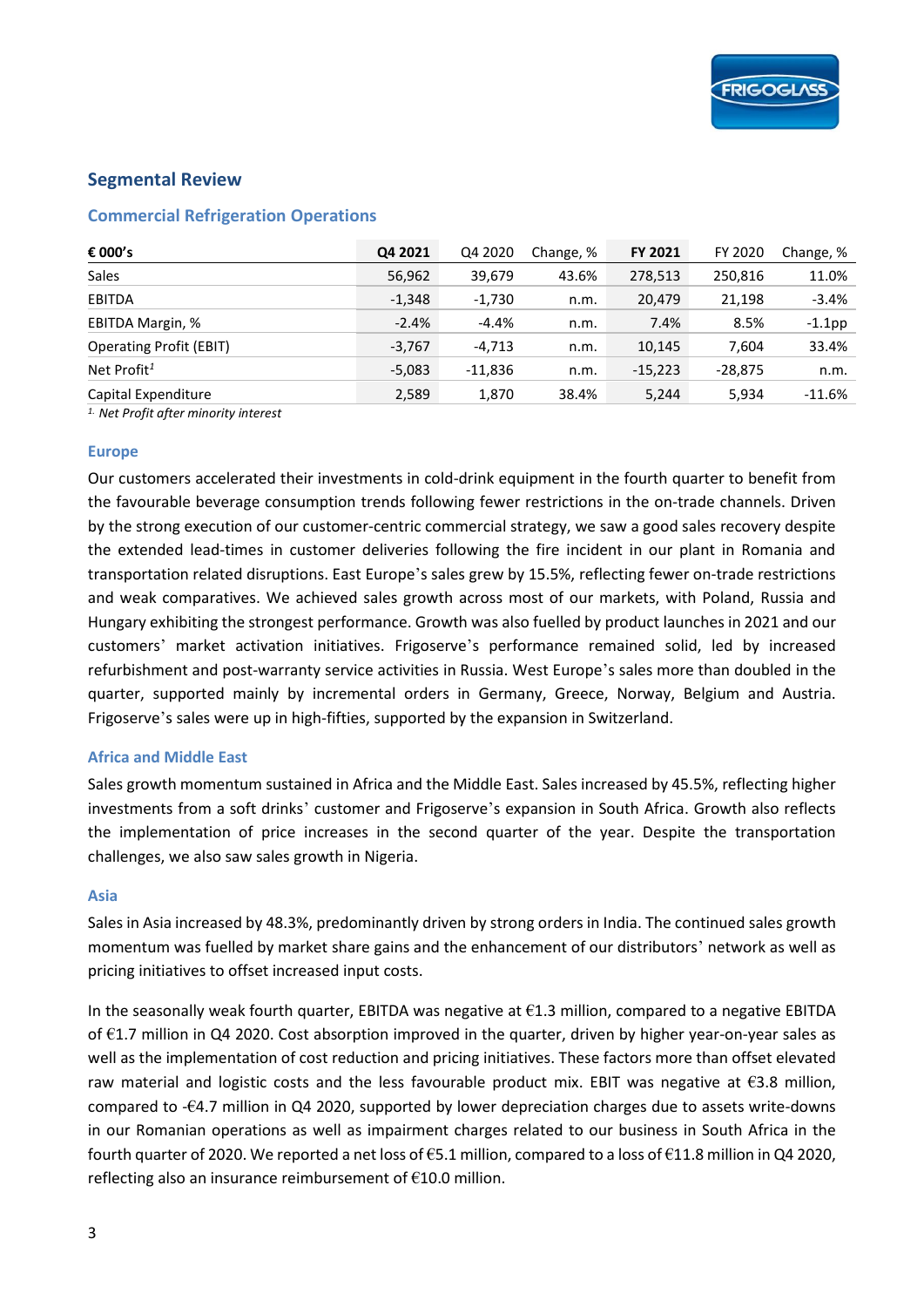## Segmental Review

### Commercial Refrigeration Operations

| € 000's | Q4 2021 | Q4 2020 | Change, % | FY 2021 | FY 2020 | Change, % |
|---|---|---|---|---|---|---|
| Sales | 56,962 | 39,679 | 43.6% | 278,513 | 250,816 | 11.0% |
| EBITDA | -1,348 | -1,730 | n.m. | 20,479 | 21,198 | -3.4% |
| EBITDA Margin, % | -2.4% | -4.4% | n.m. | 7.4% | 8.5% | -1.1pp |
| Operating Profit (EBIT) | -3,767 | -4,713 | n.m. | 10,145 | 7,604 | 33.4% |
| Net Profit[1] | -5,083 | -11,836 | n.m. | -15,223 | -28,875 | n.m. |
| Capital Expenditure | 2,589 | 1,870 | 38.4% | 5,244 | 5,934 | -11.6% |

*1. Net Profit after minority interest*

#### Europe

Our customers accelerated their investments in cold-drink equipment in the fourth quarter to benefit from the favourable beverage consumption trends following fewer restrictions in the on-trade channels. Driven by the strong execution of our customer-centric commercial strategy, we saw a good sales recovery despite the extended lead-times in customer deliveries following the fire incident in our plant in Romania and transportation related disruptions. East Europe's sales grew by 15.5%, reflecting fewer on-trade restrictions and weak comparatives. We achieved sales growth across most of our markets, with Poland, Russia and Hungary exhibiting the strongest performance. Growth was also fuelled by product launches in 2021 and our customers' market activation initiatives. Frigoserve's performance remained solid, led by increased refurbishment and post-warranty service activities in Russia. West Europe's sales more than doubled in the quarter, supported mainly by incremental orders in Germany, Greece, Norway, Belgium and Austria. Frigoserve's sales were up in high-fifties, supported by the expansion in Switzerland.

#### Africa and Middle East

Sales growth momentum sustained in Africa and the Middle East. Sales increased by 45.5%, reflecting higher investments from a soft drinks' customer and Frigoserve's expansion in South Africa. Growth also reflects the implementation of price increases in the second quarter of the year. Despite the transportation challenges, we also saw sales growth in Nigeria.

#### Asia

Sales in Asia increased by 48.3%, predominantly driven by strong orders in India. The continued sales growth momentum was fuelled by market share gains and the enhancement of our distributors' network as well as pricing initiatives to offset increased input costs.

In the seasonally weak fourth quarter, EBITDA was negative at €1.3 million, compared to a negative EBITDA of €1.7 million in Q4 2020. Cost absorption improved in the quarter, driven by higher year-on-year sales as well as the implementation of cost reduction and pricing initiatives. These factors more than offset elevated raw material and logistic costs and the less favourable product mix. EBIT was negative at €3.8 million, compared to -€4.7 million in Q4 2020, supported by lower depreciation charges due to assets write-downs in our Romanian operations as well as impairment charges related to our business in South Africa in the fourth quarter of 2020. We reported a net loss of €5.1 million, compared to a loss of €11.8 million in Q4 2020, reflecting also an insurance reimbursement of €10.0 million.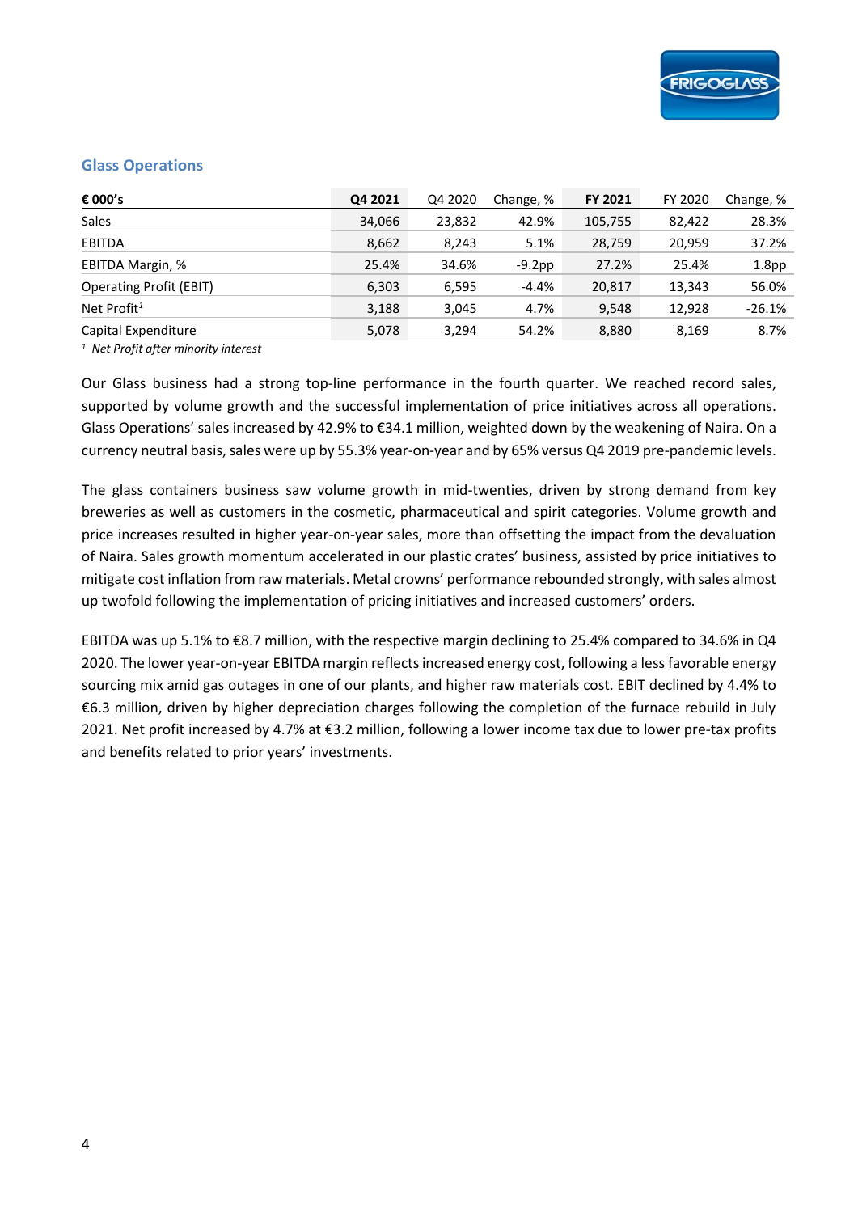## Glass Operations

| € 000's | Q4 2021 | Q4 2020 | Change, % | FY 2021 | FY 2020 | Change, % |
|---|---|---|---|---|---|---|
| Sales | 34,066 | 23,832 | 42.9% | 105,755 | 82,422 | 28.3% |
| EBITDA | 8,662 | 8,243 | 5.1% | 28,759 | 20,959 | 37.2% |
| EBITDA Margin, % | 25.4% | 34.6% | -9.2pp | 27.2% | 25.4% | 1.8pp |
| Operating Profit (EBIT) | 6,303 | 6,595 | -4.4% | 20,817 | 13,343 | 56.0% |
| Net Profit[1] | 3,188 | 3,045 | 4.7% | 9,548 | 12,928 | -26.1% |
| Capital Expenditure | 5,078 | 3,294 | 54.2% | 8,880 | 8,169 | 8.7% |

*[1]. Net Profit after minority interest*

Our Glass business had a strong top-line performance in the fourth quarter. We reached record sales, supported by volume growth and the successful implementation of price initiatives across all operations. Glass Operations' sales increased by 42.9% to €34.1 million, weighted down by the weakening of Naira. On a currency neutral basis, sales were up by 55.3% year-on-year and by 65% versus Q4 2019 pre-pandemic levels.

The glass containers business saw volume growth in mid-twenties, driven by strong demand from key breweries as well as customers in the cosmetic, pharmaceutical and spirit categories. Volume growth and price increases resulted in higher year-on-year sales, more than offsetting the impact from the devaluation of Naira. Sales growth momentum accelerated in our plastic crates' business, assisted by price initiatives to mitigate cost inflation from raw materials. Metal crowns' performance rebounded strongly, with sales almost up twofold following the implementation of pricing initiatives and increased customers' orders.

EBITDA was up 5.1% to €8.7 million, with the respective margin declining to 25.4% compared to 34.6% in Q4 2020. The lower year-on-year EBITDA margin reflects increased energy cost, following a less favorable energy sourcing mix amid gas outages in one of our plants, and higher raw materials cost. EBIT declined by 4.4% to €6.3 million, driven by higher depreciation charges following the completion of the furnace rebuild in July 2021. Net profit increased by 4.7% at €3.2 million, following a lower income tax due to lower pre-tax profits and benefits related to prior years' investments.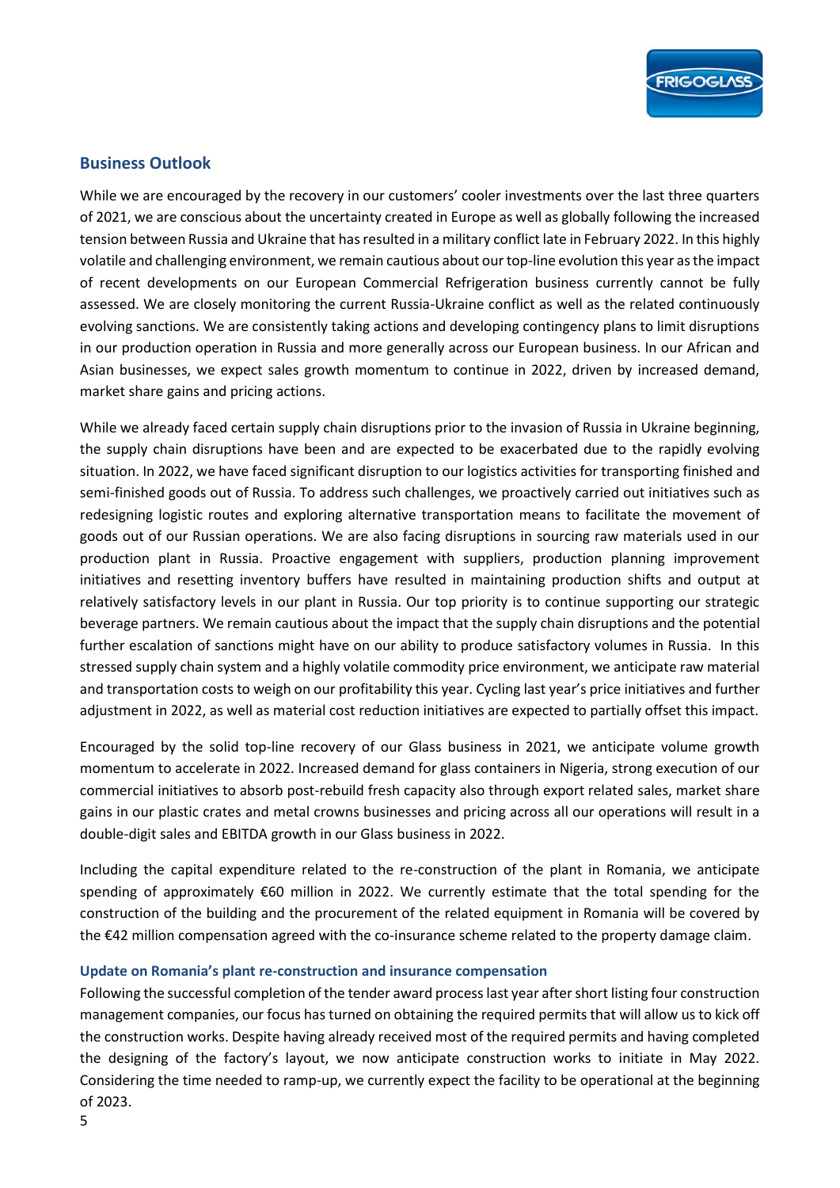## Business Outlook

While we are encouraged by the recovery in our customers' cooler investments over the last three quarters of 2021, we are conscious about the uncertainty created in Europe as well as globally following the increased tension between Russia and Ukraine that has resulted in a military conflict late in February 2022. In this highly volatile and challenging environment, we remain cautious about our top-line evolution this year as the impact of recent developments on our European Commercial Refrigeration business currently cannot be fully assessed. We are closely monitoring the current Russia-Ukraine conflict as well as the related continuously evolving sanctions. We are consistently taking actions and developing contingency plans to limit disruptions in our production operation in Russia and more generally across our European business. In our African and Asian businesses, we expect sales growth momentum to continue in 2022, driven by increased demand, market share gains and pricing actions.

While we already faced certain supply chain disruptions prior to the invasion of Russia in Ukraine beginning, the supply chain disruptions have been and are expected to be exacerbated due to the rapidly evolving situation. In 2022, we have faced significant disruption to our logistics activities for transporting finished and semi-finished goods out of Russia. To address such challenges, we proactively carried out initiatives such as redesigning logistic routes and exploring alternative transportation means to facilitate the movement of goods out of our Russian operations. We are also facing disruptions in sourcing raw materials used in our production plant in Russia. Proactive engagement with suppliers, production planning improvement initiatives and resetting inventory buffers have resulted in maintaining production shifts and output at relatively satisfactory levels in our plant in Russia. Our top priority is to continue supporting our strategic beverage partners. We remain cautious about the impact that the supply chain disruptions and the potential further escalation of sanctions might have on our ability to produce satisfactory volumes in Russia. In this stressed supply chain system and a highly volatile commodity price environment, we anticipate raw material and transportation costs to weigh on our profitability this year. Cycling last year's price initiatives and further adjustment in 2022, as well as material cost reduction initiatives are expected to partially offset this impact.

Encouraged by the solid top-line recovery of our Glass business in 2021, we anticipate volume growth momentum to accelerate in 2022. Increased demand for glass containers in Nigeria, strong execution of our commercial initiatives to absorb post-rebuild fresh capacity also through export related sales, market share gains in our plastic crates and metal crowns businesses and pricing across all our operations will result in a double-digit sales and EBITDA growth in our Glass business in 2022.

Including the capital expenditure related to the re-construction of the plant in Romania, we anticipate spending of approximately €60 million in 2022. We currently estimate that the total spending for the construction of the building and the procurement of the related equipment in Romania will be covered by the €42 million compensation agreed with the co-insurance scheme related to the property damage claim.

### Update on Romania's plant re-construction and insurance compensation

Following the successful completion of the tender award process last year after short listing four construction management companies, our focus has turned on obtaining the required permits that will allow us to kick off the construction works. Despite having already received most of the required permits and having completed the designing of the factory's layout, we now anticipate construction works to initiate in May 2022. Considering the time needed to ramp-up, we currently expect the facility to be operational at the beginning of 2023.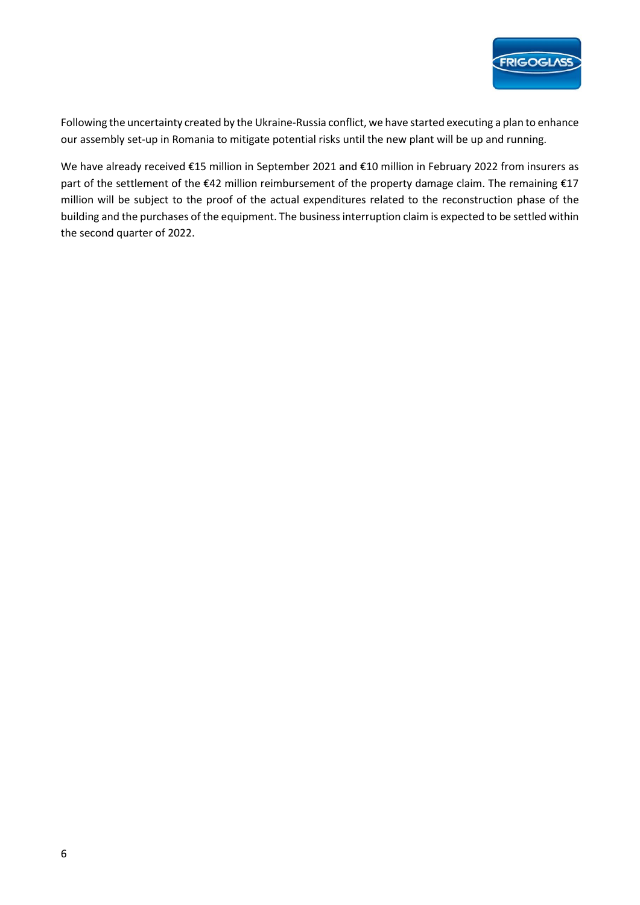Following the uncertainty created by the Ukraine-Russia conflict, we have started executing a plan to enhance our assembly set-up in Romania to mitigate potential risks until the new plant will be up and running.

We have already received €15 million in September 2021 and €10 million in February 2022 from insurers as part of the settlement of the €42 million reimbursement of the property damage claim. The remaining €17 million will be subject to the proof of the actual expenditures related to the reconstruction phase of the building and the purchases of the equipment. The business interruption claim is expected to be settled within the second quarter of 2022.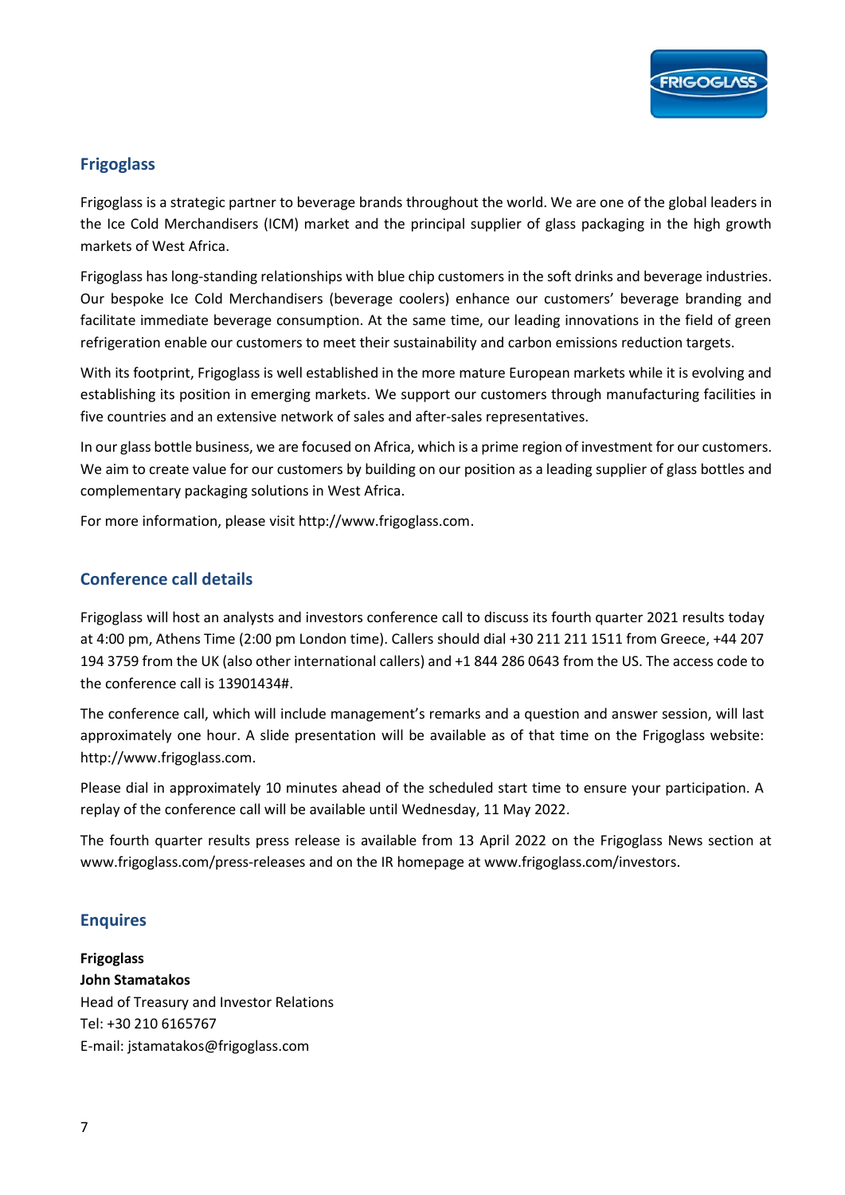## Frigoglass

Frigoglass is a strategic partner to beverage brands throughout the world. We are one of the global leaders in the Ice Cold Merchandisers (ICM) market and the principal supplier of glass packaging in the high growth markets of West Africa.

Frigoglass has long-standing relationships with blue chip customers in the soft drinks and beverage industries. Our bespoke Ice Cold Merchandisers (beverage coolers) enhance our customers' beverage branding and facilitate immediate beverage consumption. At the same time, our leading innovations in the field of green refrigeration enable our customers to meet their sustainability and carbon emissions reduction targets.

With its footprint, Frigoglass is well established in the more mature European markets while it is evolving and establishing its position in emerging markets. We support our customers through manufacturing facilities in five countries and an extensive network of sales and after-sales representatives.

In our glass bottle business, we are focused on Africa, which is a prime region of investment for our customers. We aim to create value for our customers by building on our position as a leading supplier of glass bottles and complementary packaging solutions in West Africa.

For more information, please visit http://www.frigoglass.com.

## Conference call details

Frigoglass will host an analysts and investors conference call to discuss its fourth quarter 2021 results today at 4:00 pm, Athens Time (2:00 pm London time). Callers should dial +30 211 211 1511 from Greece, +44 207 194 3759 from the UK (also other international callers) and +1 844 286 0643 from the US. The access code to the conference call is 13901434#.

The conference call, which will include management's remarks and a question and answer session, will last approximately one hour. A slide presentation will be available as of that time on the Frigoglass website: http://www.frigoglass.com.

Please dial in approximately 10 minutes ahead of the scheduled start time to ensure your participation. A replay of the conference call will be available until Wednesday, 11 May 2022.

The fourth quarter results press release is available from 13 April 2022 on the Frigoglass News section at www.frigoglass.com/press-releases and on the IR homepage at www.frigoglass.com/investors.

## Enquires

**Frigoglass**
**John Stamatakos**
Head of Treasury and Investor Relations
Tel: +30 210 6165767
E-mail: jstamatakos@frigoglass.com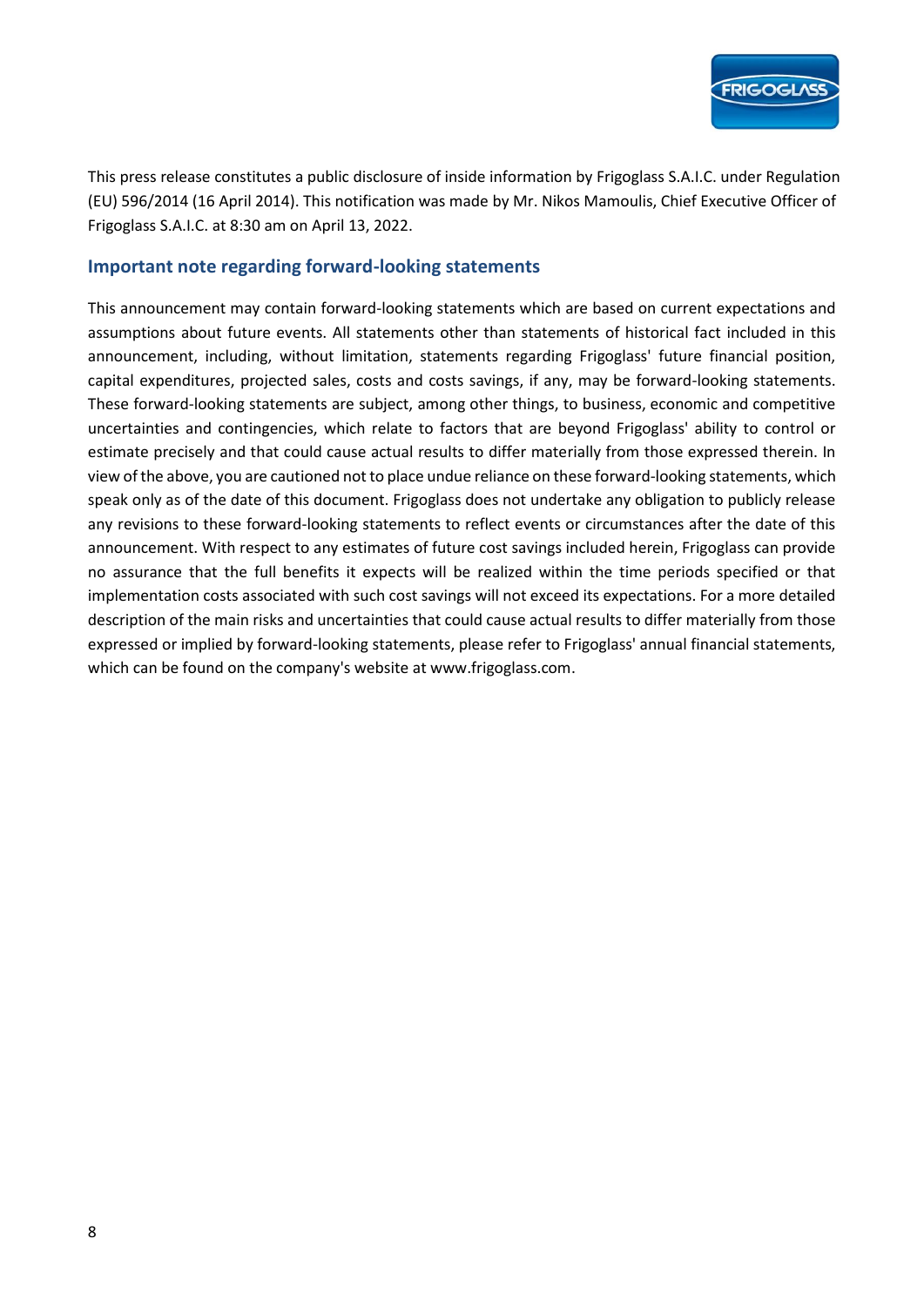This press release constitutes a public disclosure of inside information by Frigoglass S.A.I.C. under Regulation (EU) 596/2014 (16 April 2014). This notification was made by Mr. Nikos Mamoulis, Chief Executive Officer of Frigoglass S.A.I.C. at 8:30 am on April 13, 2022.

## Important note regarding forward-looking statements

This announcement may contain forward-looking statements which are based on current expectations and assumptions about future events. All statements other than statements of historical fact included in this announcement, including, without limitation, statements regarding Frigoglass' future financial position, capital expenditures, projected sales, costs and costs savings, if any, may be forward-looking statements. These forward-looking statements are subject, among other things, to business, economic and competitive uncertainties and contingencies, which relate to factors that are beyond Frigoglass' ability to control or estimate precisely and that could cause actual results to differ materially from those expressed therein. In view of the above, you are cautioned not to place undue reliance on these forward-looking statements, which speak only as of the date of this document. Frigoglass does not undertake any obligation to publicly release any revisions to these forward-looking statements to reflect events or circumstances after the date of this announcement. With respect to any estimates of future cost savings included herein, Frigoglass can provide no assurance that the full benefits it expects will be realized within the time periods specified or that implementation costs associated with such cost savings will not exceed its expectations. For a more detailed description of the main risks and uncertainties that could cause actual results to differ materially from those expressed or implied by forward-looking statements, please refer to Frigoglass' annual financial statements, which can be found on the company's website at www.frigoglass.com.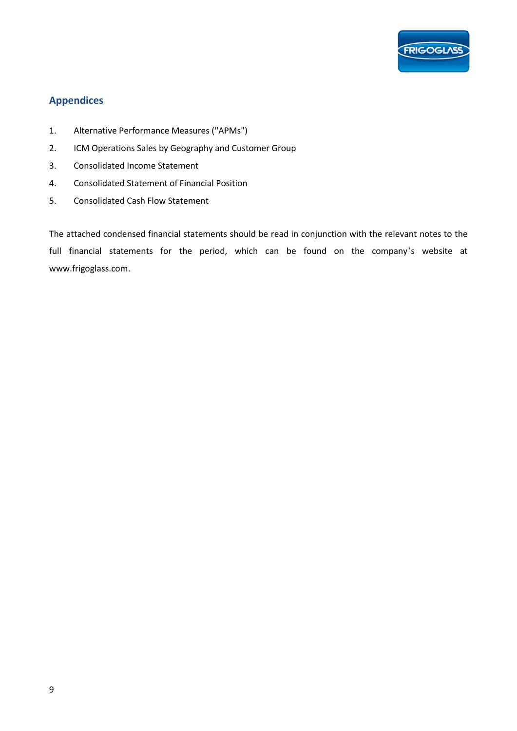## Appendices

1. Alternative Performance Measures ("APMs")
2. ICM Operations Sales by Geography and Customer Group
3. Consolidated Income Statement
4. Consolidated Statement of Financial Position
5. Consolidated Cash Flow Statement

The attached condensed financial statements should be read in conjunction with the relevant notes to the full financial statements for the period, which can be found on the company's website at www.frigoglass.com.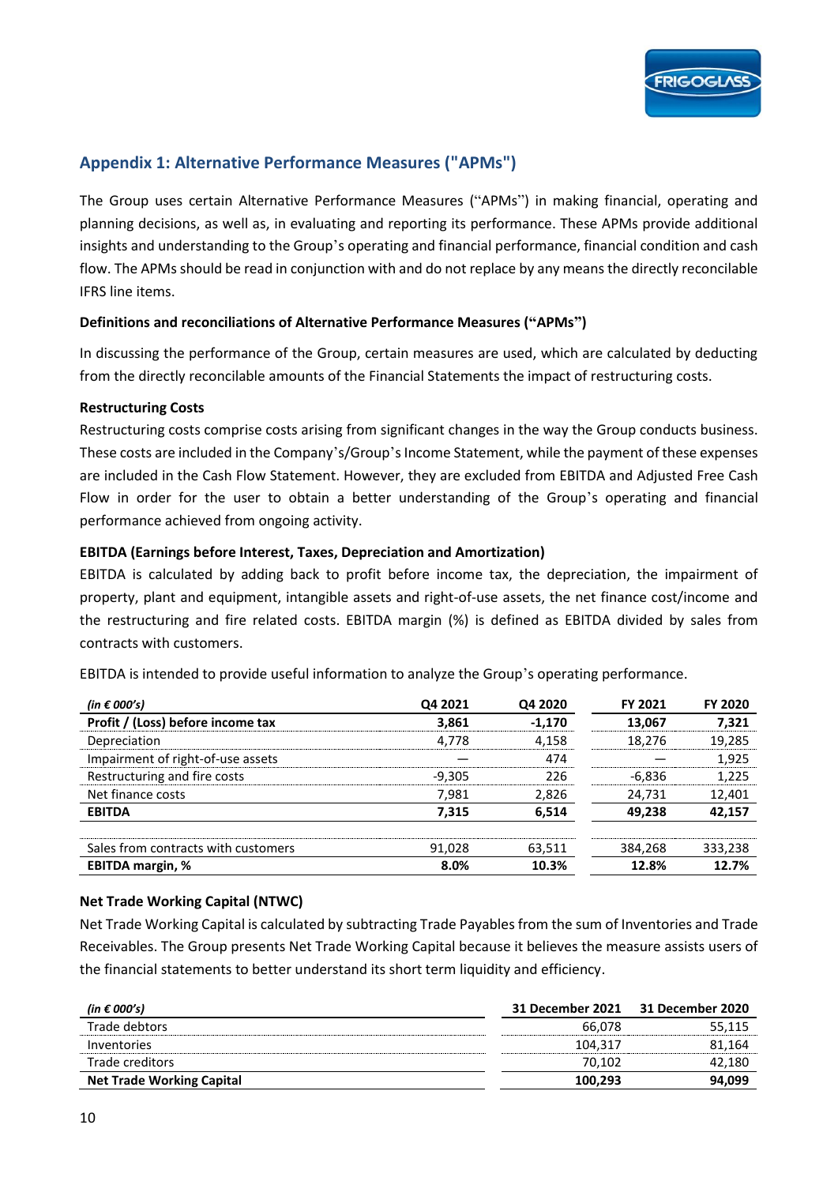## Appendix 1: Alternative Performance Measures ("APMs")

The Group uses certain Alternative Performance Measures ("APMs") in making financial, operating and planning decisions, as well as, in evaluating and reporting its performance. These APMs provide additional insights and understanding to the Group's operating and financial performance, financial condition and cash flow. The APMs should be read in conjunction with and do not replace by any means the directly reconcilable IFRS line items.

**Definitions and reconciliations of Alternative Performance Measures ("APMs")**

In discussing the performance of the Group, certain measures are used, which are calculated by deducting from the directly reconcilable amounts of the Financial Statements the impact of restructuring costs.

**Restructuring Costs**

Restructuring costs comprise costs arising from significant changes in the way the Group conducts business. These costs are included in the Company's/Group's Income Statement, while the payment of these expenses are included in the Cash Flow Statement. However, they are excluded from EBITDA and Adjusted Free Cash Flow in order for the user to obtain a better understanding of the Group's operating and financial performance achieved from ongoing activity.

**EBITDA (Earnings before Interest, Taxes, Depreciation and Amortization)**

EBITDA is calculated by adding back to profit before income tax, the depreciation, the impairment of property, plant and equipment, intangible assets and right-of-use assets, the net finance cost/income and the restructuring and fire related costs. EBITDA margin (%) is defined as EBITDA divided by sales from contracts with customers.

EBITDA is intended to provide useful information to analyze the Group's operating performance.

| *(in € 000's)* | Q4 2021 | Q4 2020 | FY 2021 | FY 2020 |
|---|---|---|---|---|
| **Profit / (Loss) before income tax** | **3,861** | **-1,170** | **13,067** | **7,321** |
| Depreciation | 4,778 | 4,158 | 18,276 | 19,285 |
| Impairment of right-of-use assets | — | 474 | — | 1,925 |
| Restructuring and fire costs | -9,305 | 226 | -6,836 | 1,225 |
| Net finance costs | 7,981 | 2,826 | 24,731 | 12,401 |
| **EBITDA** | **7,315** | **6,514** | **49,238** | **42,157** |
| | | | | |
| Sales from contracts with customers | 91,028 | 63,511 | 384,268 | 333,238 |
| **EBITDA margin, %** | **8.0%** | **10.3%** | **12.8%** | **12.7%** |

**Net Trade Working Capital (NTWC)**

Net Trade Working Capital is calculated by subtracting Trade Payables from the sum of Inventories and Trade Receivables. The Group presents Net Trade Working Capital because it believes the measure assists users of the financial statements to better understand its short term liquidity and efficiency.

| *(in € 000's)* | 31 December 2021 | 31 December 2020 |
|---|---|---|
| Trade debtors | 66,078 | 55,115 |
| Inventories | 104,317 | 81,164 |
| Trade creditors | 70,102 | 42,180 |
| **Net Trade Working Capital** | **100,293** | **94,099** |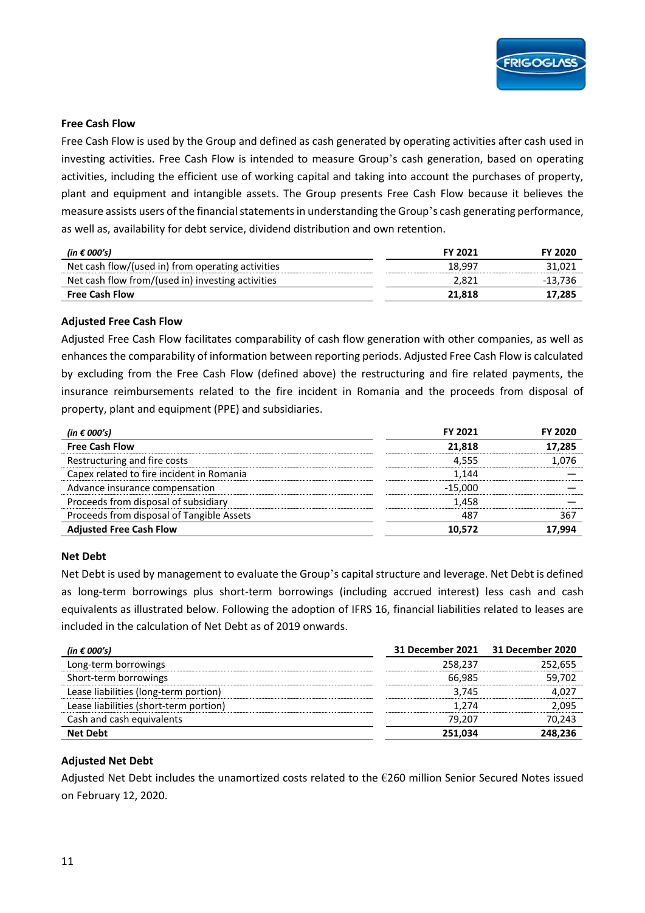**Free Cash Flow**

Free Cash Flow is used by the Group and defined as cash generated by operating activities after cash used in investing activities. Free Cash Flow is intended to measure Group's cash generation, based on operating activities, including the efficient use of working capital and taking into account the purchases of property, plant and equipment and intangible assets. The Group presents Free Cash Flow because it believes the measure assists users of the financial statements in understanding the Group's cash generating performance, as well as, availability for debt service, dividend distribution and own retention.

| *(in € 000's)* | FY 2021 | FY 2020 |
|---|---|---|
| Net cash flow/(used in) from operating activities | 18,997 | 31,021 |
| Net cash flow from/(used in) investing activities | 2,821 | -13,736 |
| **Free Cash Flow** | **21,818** | **17,285** |

**Adjusted Free Cash Flow**

Adjusted Free Cash Flow facilitates comparability of cash flow generation with other companies, as well as enhances the comparability of information between reporting periods. Adjusted Free Cash Flow is calculated by excluding from the Free Cash Flow (defined above) the restructuring and fire related payments, the insurance reimbursements related to the fire incident in Romania and the proceeds from disposal of property, plant and equipment (PPE) and subsidiaries.

| *(in € 000's)* | FY 2021 | FY 2020 |
|---|---|---|
| **Free Cash Flow** | **21,818** | **17,285** |
| Restructuring and fire costs | 4,555 | 1,076 |
| Capex related to fire incident in Romania | 1,144 | — |
| Advance insurance compensation | -15,000 | — |
| Proceeds from disposal of subsidiary | 1,458 | — |
| Proceeds from disposal of Tangible Assets | 487 | 367 |
| **Adjusted Free Cash Flow** | **10,572** | **17,994** |

**Net Debt**

Net Debt is used by management to evaluate the Group's capital structure and leverage. Net Debt is defined as long-term borrowings plus short-term borrowings (including accrued interest) less cash and cash equivalents as illustrated below. Following the adoption of IFRS 16, financial liabilities related to leases are included in the calculation of Net Debt as of 2019 onwards.

| *(in € 000's)* | 31 December 2021 | 31 December 2020 |
|---|---|---|
| Long-term borrowings | 258,237 | 252,655 |
| Short-term borrowings | 66,985 | 59,702 |
| Lease liabilities (long-term portion) | 3,745 | 4,027 |
| Lease liabilities (short-term portion) | 1,274 | 2,095 |
| Cash and cash equivalents | 79,207 | 70,243 |
| **Net Debt** | **251,034** | **248,236** |

**Adjusted Net Debt**

Adjusted Net Debt includes the unamortized costs related to the €260 million Senior Secured Notes issued on February 12, 2020.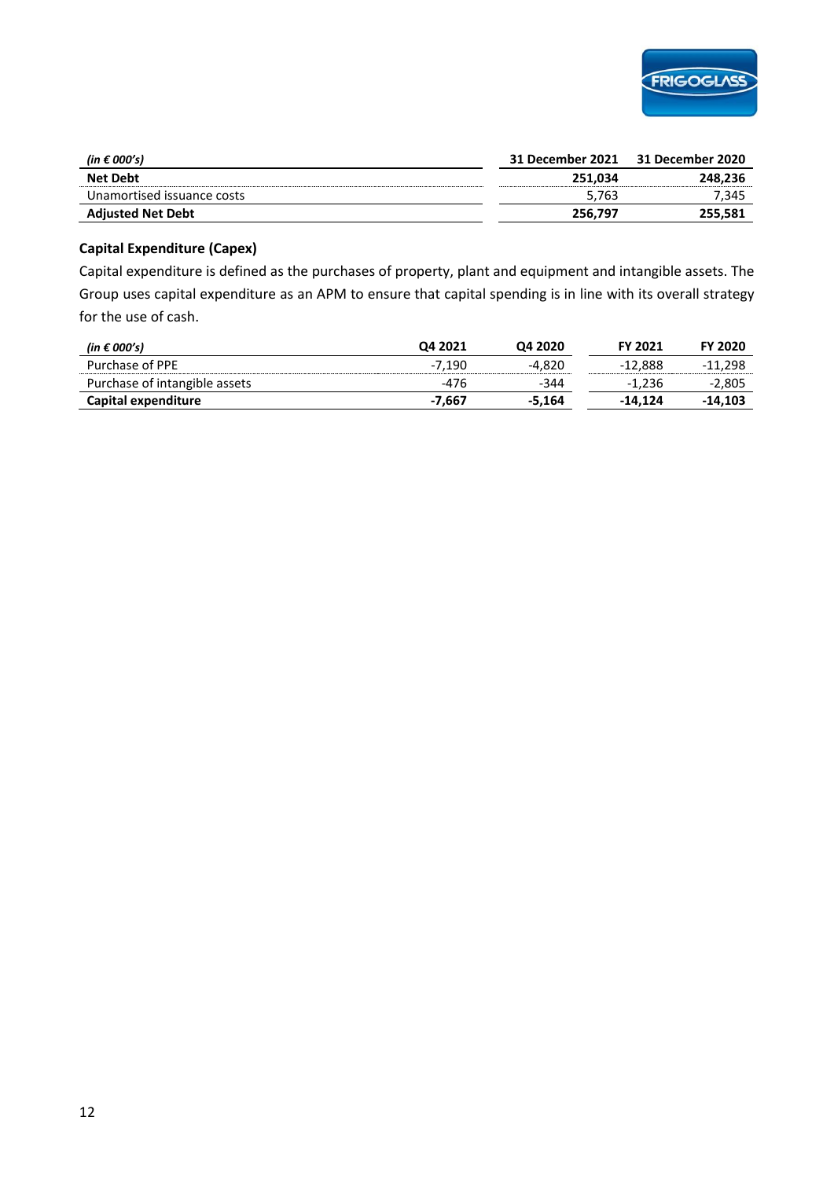| *(in € 000's)* | 31 December 2021 | 31 December 2020 |
|---|---|---|
| **Net Debt** | **251,034** | **248,236** |
| Unamortised issuance costs | 5,763 | 7,345 |
| **Adjusted Net Debt** | **256,797** | **255,581** |

**Capital Expenditure (Capex)**

Capital expenditure is defined as the purchases of property, plant and equipment and intangible assets. The Group uses capital expenditure as an APM to ensure that capital spending is in line with its overall strategy for the use of cash.

| *(in € 000's)* | Q4 2021 | Q4 2020 | FY 2021 | FY 2020 |
|---|---|---|---|---|
| Purchase of PPE | -7,190 | -4,820 | -12,888 | -11,298 |
| Purchase of intangible assets | -476 | -344 | -1,236 | -2,805 |
| **Capital expenditure** | **-7,667** | **-5,164** | **-14,124** | **-14,103** |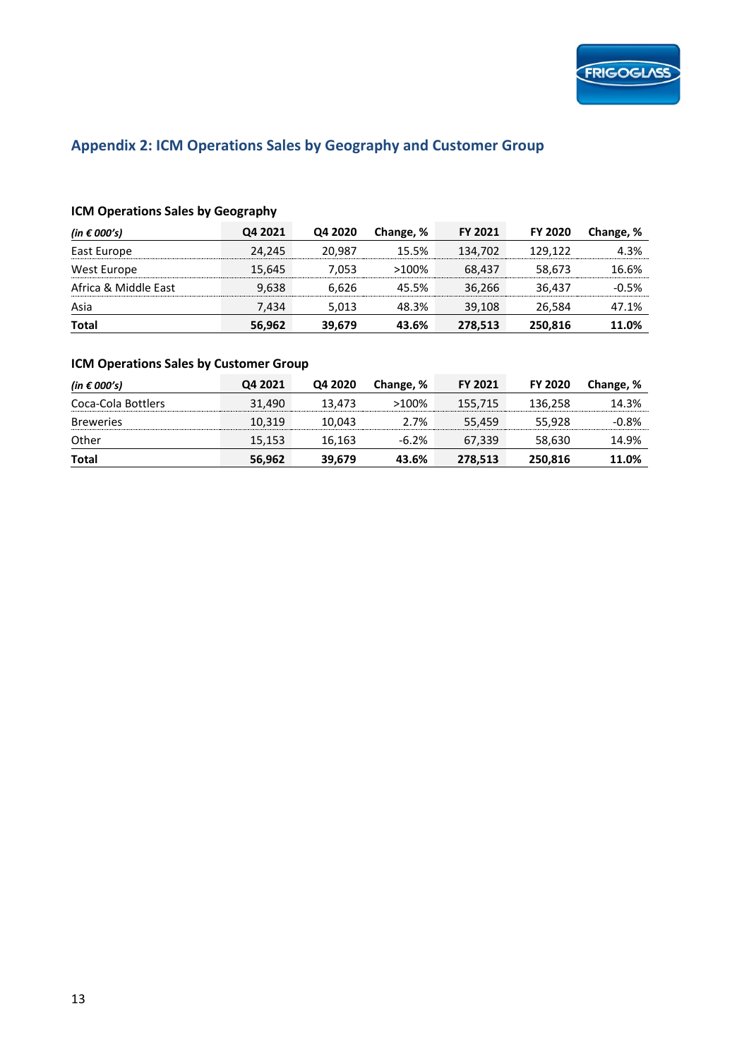## Appendix 2: ICM Operations Sales by Geography and Customer Group

### ICM Operations Sales by Geography

| *(in € 000's)* | Q4 2021 | Q4 2020 | Change, % | FY 2021 | FY 2020 | Change, % |
|---|---|---|---|---|---|---|
| East Europe | 24,245 | 20,987 | 15.5% | 134,702 | 129,122 | 4.3% |
| West Europe | 15,645 | 7,053 | >100% | 68,437 | 58,673 | 16.6% |
| Africa & Middle East | 9,638 | 6,626 | 45.5% | 36,266 | 36,437 | -0.5% |
| Asia | 7,434 | 5,013 | 48.3% | 39,108 | 26,584 | 47.1% |
| **Total** | **56,962** | **39,679** | **43.6%** | **278,513** | **250,816** | **11.0%** |

### ICM Operations Sales by Customer Group

| *(in € 000's)* | Q4 2021 | Q4 2020 | Change, % | FY 2021 | FY 2020 | Change, % |
|---|---|---|---|---|---|---|
| Coca-Cola Bottlers | 31,490 | 13,473 | >100% | 155,715 | 136,258 | 14.3% |
| Breweries | 10,319 | 10,043 | 2.7% | 55,459 | 55,928 | -0.8% |
| Other | 15,153 | 16,163 | -6.2% | 67,339 | 58,630 | 14.9% |
| **Total** | **56,962** | **39,679** | **43.6%** | **278,513** | **250,816** | **11.0%** |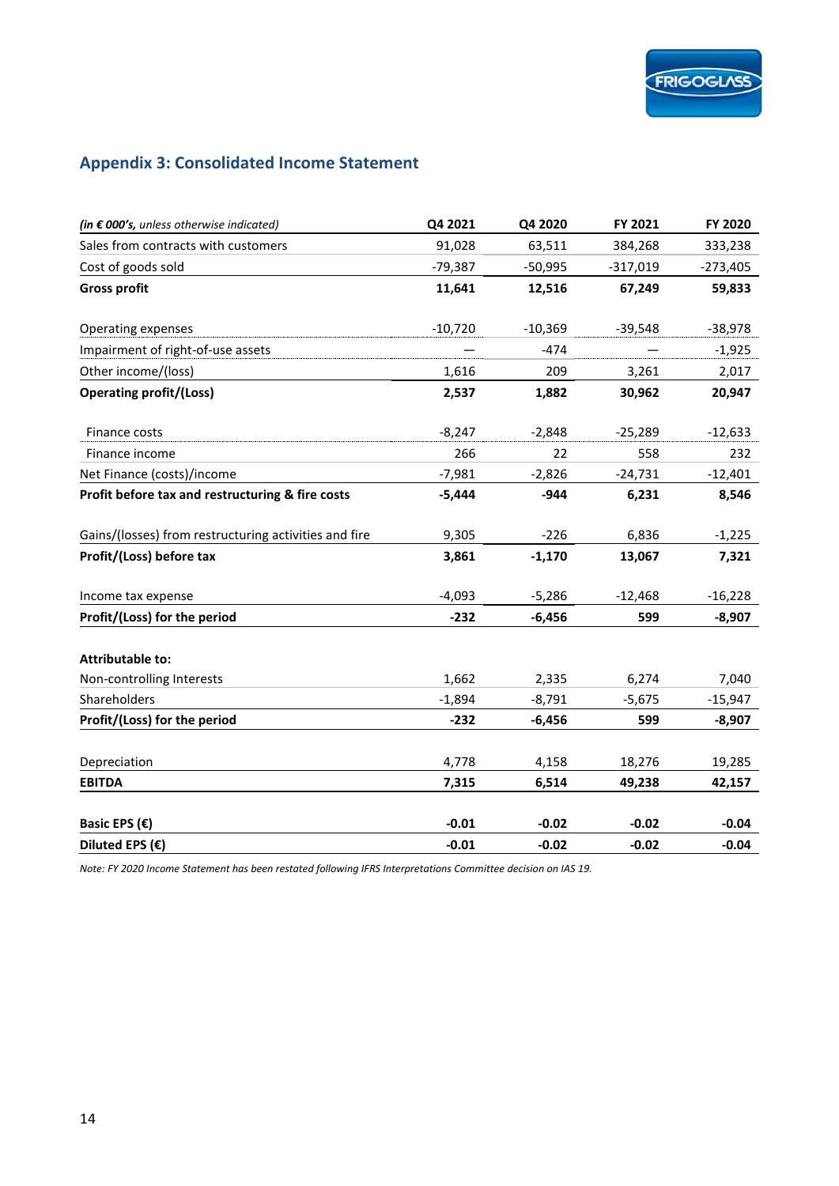## Appendix 3: Consolidated Income Statement

| *(in € 000's, unless otherwise indicated)* | Q4 2021 | Q4 2020 | FY 2021 | FY 2020 |
|---|---|---|---|---|
| Sales from contracts with customers | 91,028 | 63,511 | 384,268 | 333,238 |
| Cost of goods sold | -79,387 | -50,995 | -317,019 | -273,405 |
| **Gross profit** | **11,641** | **12,516** | **67,249** | **59,833** |
| Operating expenses | -10,720 | -10,369 | -39,548 | -38,978 |
| Impairment of right-of-use assets | — | -474 | — | -1,925 |
| Other income/(loss) | 1,616 | 209 | 3,261 | 2,017 |
| **Operating profit/(Loss)** | **2,537** | **1,882** | **30,962** | **20,947** |
| Finance costs | -8,247 | -2,848 | -25,289 | -12,633 |
| Finance income | 266 | 22 | 558 | 232 |
| Net Finance (costs)/income | -7,981 | -2,826 | -24,731 | -12,401 |
| **Profit before tax and restructuring & fire costs** | **-5,444** | **-944** | **6,231** | **8,546** |
| Gains/(losses) from restructuring activities and fire | 9,305 | -226 | 6,836 | -1,225 |
| **Profit/(Loss) before tax** | **3,861** | **-1,170** | **13,067** | **7,321** |
| Income tax expense | -4,093 | -5,286 | -12,468 | -16,228 |
| **Profit/(Loss) for the period** | **-232** | **-6,456** | **599** | **-8,907** |
| **Attributable to:** | | | | |
| Non-controlling Interests | 1,662 | 2,335 | 6,274 | 7,040 |
| Shareholders | -1,894 | -8,791 | -5,675 | -15,947 |
| **Profit/(Loss) for the period** | **-232** | **-6,456** | **599** | **-8,907** |
| Depreciation | 4,778 | 4,158 | 18,276 | 19,285 |
| **EBITDA** | **7,315** | **6,514** | **49,238** | **42,157** |
| **Basic EPS (€)** | **-0.01** | **-0.02** | **-0.02** | **-0.04** |
| **Diluted EPS (€)** | **-0.01** | **-0.02** | **-0.02** | **-0.04** |

*Note: FY 2020 Income Statement has been restated following IFRS Interpretations Committee decision on IAS 19.*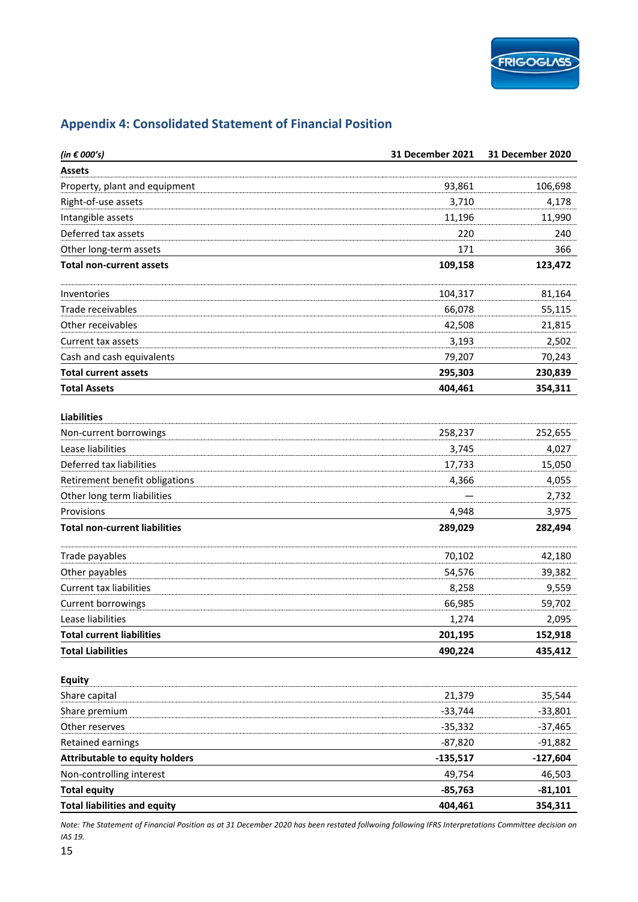## Appendix 4: Consolidated Statement of Financial Position

| *(in € 000's)* | 31 December 2021 | 31 December 2020 |
|---|---|---|
| **Assets** | | |
| Property, plant and equipment | 93,861 | 106,698 |
| Right-of-use assets | 3,710 | 4,178 |
| Intangible assets | 11,196 | 11,990 |
| Deferred tax assets | 220 | 240 |
| Other long-term assets | 171 | 366 |
| **Total non-current assets** | **109,158** | **123,472** |
| | | |
| Inventories | 104,317 | 81,164 |
| Trade receivables | 66,078 | 55,115 |
| Other receivables | 42,508 | 21,815 |
| Current tax assets | 3,193 | 2,502 |
| Cash and cash equivalents | 79,207 | 70,243 |
| **Total current assets** | **295,303** | **230,839** |
| **Total Assets** | **404,461** | **354,311** |
| | | |
| **Liabilities** | | |
| Non-current borrowings | 258,237 | 252,655 |
| Lease liabilities | 3,745 | 4,027 |
| Deferred tax liabilities | 17,733 | 15,050 |
| Retirement benefit obligations | 4,366 | 4,055 |
| Other long term liabilities | — | 2,732 |
| Provisions | 4,948 | 3,975 |
| **Total non-current liabilities** | **289,029** | **282,494** |
| | | |
| Trade payables | 70,102 | 42,180 |
| Other payables | 54,576 | 39,382 |
| Current tax liabilities | 8,258 | 9,559 |
| Current borrowings | 66,985 | 59,702 |
| Lease liabilities | 1,274 | 2,095 |
| **Total current liabilities** | **201,195** | **152,918** |
| **Total Liabilities** | **490,224** | **435,412** |
| | | |
| **Equity** | | |
| Share capital | 21,379 | 35,544 |
| Share premium | -33,744 | -33,801 |
| Other reserves | -35,332 | -37,465 |
| Retained earnings | -87,820 | -91,882 |
| **Attributable to equity holders** | **-135,517** | **-127,604** |
| Non-controlling interest | 49,754 | 46,503 |
| **Total equity** | **-85,763** | **-81,101** |
| **Total liabilities and equity** | **404,461** | **354,311** |

*Note: The Statement of Financial Position as at 31 December 2020 has been restated follwoing following IFRS Interpretations Committee decision on IAS 19.*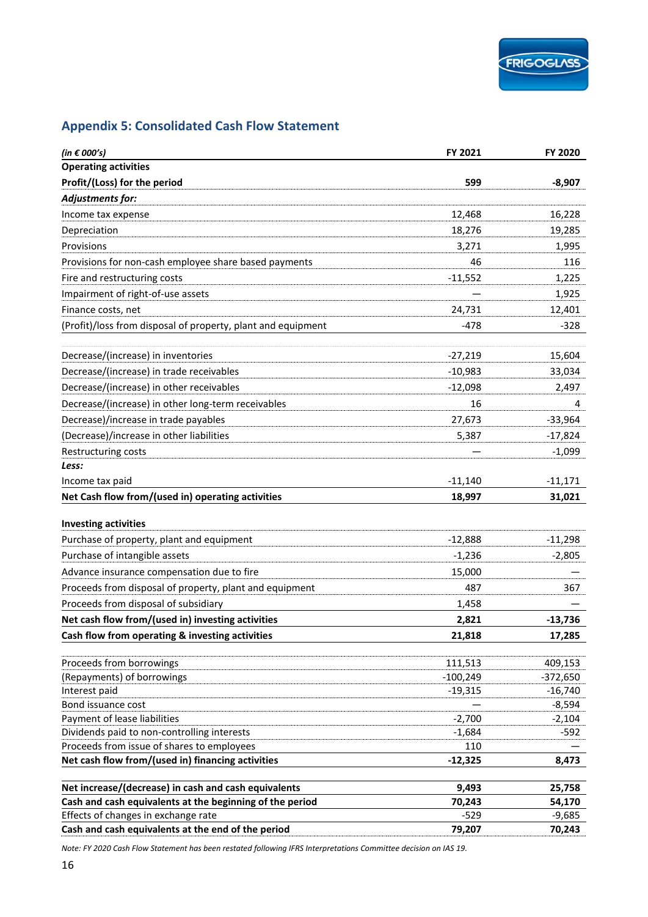## Appendix 5: Consolidated Cash Flow Statement

| *(in € 000's)* | FY 2021 | FY 2020 |
|---|---|---|
| **Operating activities** | | |
| **Profit/(Loss) for the period** | **599** | **-8,907** |
| ***Adjustments for:*** | | |
| Income tax expense | 12,468 | 16,228 |
| Depreciation | 18,276 | 19,285 |
| Provisions | 3,271 | 1,995 |
| Provisions for non-cash employee share based payments | 46 | 116 |
| Fire and restructuring costs | -11,552 | 1,225 |
| Impairment of right-of-use assets | — | 1,925 |
| Finance costs, net | 24,731 | 12,401 |
| (Profit)/loss from disposal of property, plant and equipment | -478 | -328 |
| | | |
| Decrease/(increase) in inventories | -27,219 | 15,604 |
| Decrease/(increase) in trade receivables | -10,983 | 33,034 |
| Decrease/(increase) in other receivables | -12,098 | 2,497 |
| Decrease/(increase) in other long-term receivables | 16 | 4 |
| Decrease)/increase in trade payables | 27,673 | -33,964 |
| (Decrease)/increase in other liabilities | 5,387 | -17,824 |
| Restructuring costs | — | -1,099 |
| ***Less:*** | | |
| Income tax paid | -11,140 | -11,171 |
| **Net Cash flow from/(used in) operating activities** | **18,997** | **31,021** |
| | | |
| **Investing activities** | | |
| Purchase of property, plant and equipment | -12,888 | -11,298 |
| Purchase of intangible assets | -1,236 | -2,805 |
| Advance insurance compensation due to fire | 15,000 | — |
| Proceeds from disposal of property, plant and equipment | 487 | 367 |
| Proceeds from disposal of subsidiary | 1,458 | — |
| **Net cash flow from/(used in) investing activities** | **2,821** | **-13,736** |
| **Cash flow from operating & investing activities** | **21,818** | **17,285** |
| | | |
| Proceeds from borrowings | 111,513 | 409,153 |
| (Repayments) of borrowings | -100,249 | -372,650 |
| Interest paid | -19,315 | -16,740 |
| Bond issuance cost | — | -8,594 |
| Payment of lease liabilities | -2,700 | -2,104 |
| Dividends paid to non-controlling interests | -1,684 | -592 |
| Proceeds from issue of shares to employees | 110 | — |
| **Net cash flow from/(used in) financing activities** | **-12,325** | **8,473** |
| | | |
| **Net increase/(decrease) in cash and cash equivalents** | **9,493** | **25,758** |
| **Cash and cash equivalents at the beginning of the period** | **70,243** | **54,170** |
| Effects of changes in exchange rate | -529 | -9,685 |
| **Cash and cash equivalents at the end of the period** | **79,207** | **70,243** |

*Note: FY 2020 Cash Flow Statement has been restated following IFRS Interpretations Committee decision on IAS 19.*